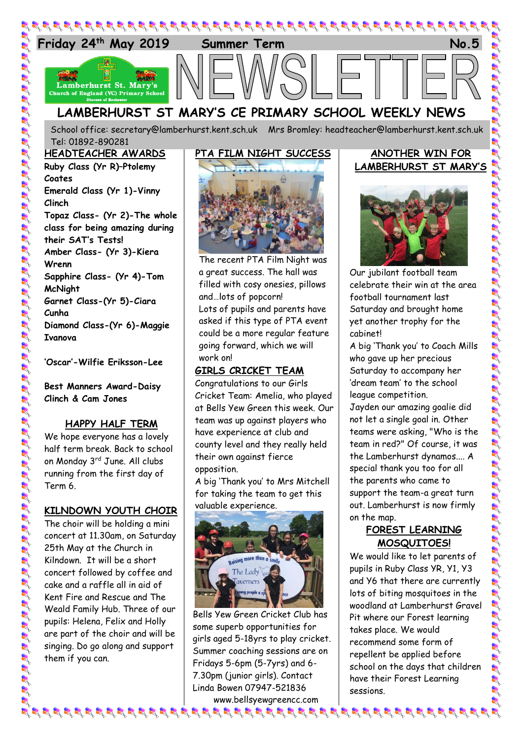Friday 24th May 2019 Summer Term No.5

# NEWSLETTER

## LAMBERHURST ST MARY'S CE PRIMARY SCHOOL WEEKLY NEWS

School office: secretary@lamberhurst.kent.sch.uk Mrs Bromley: headteacher@lamberhurst.kent.sch.uk
Tel: 01892-890281

### HEADTEACHER AWARDS

**Ruby Class (Yr R)–Ptolemy Coates**
**Emerald Class (Yr 1)-Vinny Clinch**
**Topaz Class- (Yr 2)-The whole class for being amazing during their SAT's Tests!**
**Amber Class- (Yr 3)-Kiera Wrenn**
**Sapphire Class- (Yr 4)-Tom McNight**
**Garnet Class-(Yr 5)-Ciara Cunha**
**Diamond Class-(Yr 6)-Maggie Ivanova**

**'Oscar'-Wilfie Eriksson-Lee**

**Best Manners Award-Daisy Clinch & Cam Jones**

### HAPPY HALF TERM

We hope everyone has a lovely half term break. Back to school on Monday 3rd June. All clubs running from the first day of Term 6.

### KILNDOWN YOUTH CHOIR

The choir will be holding a mini concert at 11.30am, on Saturday 25th May at the Church in Kilndown. It will be a short concert followed by coffee and cake and a raffle all in aid of Kent Fire and Rescue and The Weald Family Hub. Three of our pupils: Helena, Felix and Holly are part of the choir and will be singing. Do go along and support them if you can.

### PTA FILM NIGHT SUCCESS

The recent PTA Film Night was a great success. The hall was filled with cosy onesies, pillows and…lots of popcorn!
Lots of pupils and parents have asked if this type of PTA event could be a more regular feature going forward, which we will work on!

### GIRLS CRICKET TEAM

Congratulations to our Girls Cricket Team: Amelia, who played at Bells Yew Green this week. Our team was up against players who have experience at club and county level and they really held their own against fierce opposition.
A big 'Thank you' to Mrs Mitchell for taking the team to get this valuable experience.

Bells Yew Green Cricket Club has some superb opportunities for girls aged 5-18yrs to play cricket. Summer coaching sessions are on Fridays 5-6pm (5-7yrs) and 6-7.30pm (junior girls). Contact Linda Bowen 07947-521836
www.bellsyewgreencc.com

### ANOTHER WIN FOR LAMBERHURST ST MARY'S

Our jubilant football team celebrate their win at the area football tournament last Saturday and brought home yet another trophy for the cabinet!
A big 'Thank you' to Coach Mills who gave up her precious Saturday to accompany her 'dream team' to the school league competition.
Jayden our amazing goalie did not let a single goal in. Other teams were asking, "Who is the team in red?" Of course, it was the Lamberhurst dynamos.... A special thank you too for all the parents who came to support the team-a great turn out. Lamberhurst is now firmly on the map.

### FOREST LEARNING MOSQUITOES!

We would like to let parents of pupils in Ruby Class YR, Y1, Y3 and Y6 that there are currently lots of biting mosquitoes in the woodland at Lamberhurst Gravel Pit where our Forest learning takes place. We would recommend some form of repellent be applied before school on the days that children have their Forest Learning sessions.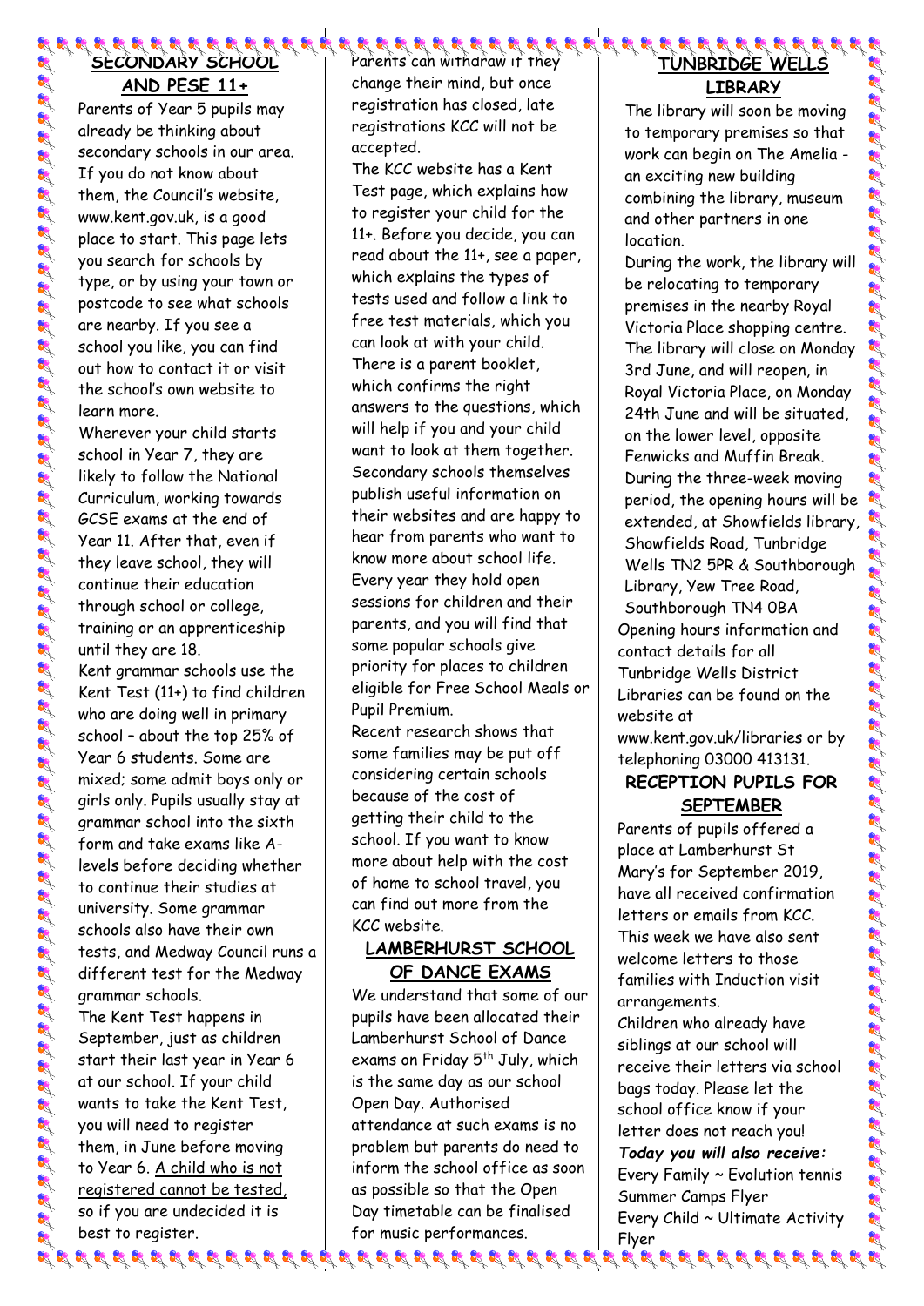## SECONDARY SCHOOL AND PESE 11+

Parents of Year 5 pupils may already be thinking about secondary schools in our area. If you do not know about them, the Council's website, www.kent.gov.uk, is a good place to start. This page lets you search for schools by type, or by using your town or postcode to see what schools are nearby. If you see a school you like, you can find out how to contact it or visit the school's own website to learn more.

Wherever your child starts school in Year 7, they are likely to follow the National Curriculum, working towards GCSE exams at the end of Year 11. After that, even if they leave school, they will continue their education through school or college, training or an apprenticeship until they are 18.

Kent grammar schools use the Kent Test (11+) to find children who are doing well in primary school – about the top 25% of Year 6 students. Some are mixed; some admit boys only or girls only. Pupils usually stay at grammar school into the sixth form and take exams like A-levels before deciding whether to continue their studies at university. Some grammar schools also have their own tests, and Medway Council runs a different test for the Medway grammar schools.

The Kent Test happens in September, just as children start their last year in Year 6 at our school. If your child wants to take the Kent Test, you will need to register them, in June before moving to Year 6. A child who is not registered cannot be tested, so if you are undecided it is best to register.

Parents can withdraw if they change their mind, but once registration has closed, late registrations KCC will not be accepted.

The KCC website has a Kent Test page, which explains how to register your child for the 11+. Before you decide, you can read about the 11+, see a paper, which explains the types of tests used and follow a link to free test materials, which you can look at with your child. There is a parent booklet, which confirms the right answers to the questions, which will help if you and your child want to look at them together.

Secondary schools themselves publish useful information on their websites and are happy to hear from parents who want to know more about school life. Every year they hold open sessions for children and their parents, and you will find that some popular schools give priority for places to children eligible for Free School Meals or Pupil Premium.

Recent research shows that some families may be put off considering certain schools because of the cost of getting their child to the school. If you want to know more about help with the cost of home to school travel, you can find out more from the KCC website.

## LAMBERHURST SCHOOL OF DANCE EXAMS

We understand that some of our pupils have been allocated their Lamberhurst School of Dance exams on Friday 5th July, which is the same day as our school Open Day. Authorised attendance at such exams is no problem but parents do need to inform the school office as soon as possible so that the Open Day timetable can be finalised for music performances.

## TUNBRIDGE WELLS LIBRARY

The library will soon be moving to temporary premises so that work can begin on The Amelia - an exciting new building combining the library, museum and other partners in one location.

During the work, the library will be relocating to temporary premises in the nearby Royal Victoria Place shopping centre. The library will close on Monday 3rd June, and will reopen, in Royal Victoria Place, on Monday 24th June and will be situated, on the lower level, opposite Fenwicks and Muffin Break.

During the three-week moving period, the opening hours will be extended, at Showfields library, Showfields Road, Tunbridge Wells TN2 5PR & Southborough Library, Yew Tree Road, Southborough TN4 0BA

Opening hours information and contact details for all Tunbridge Wells District Libraries can be found on the website at www.kent.gov.uk/libraries or by telephoning 03000 413131.

## RECEPTION PUPILS FOR SEPTEMBER

Parents of pupils offered a place at Lamberhurst St Mary's for September 2019, have all received confirmation letters or emails from KCC. This week we have also sent welcome letters to those families with Induction visit arrangements.

Children who already have siblings at our school will receive their letters via school bags today. Please let the school office know if your letter does not reach you!

***Today you will also receive:***

Every Family ~ Evolution tennis Summer Camps Flyer

Every Child ~ Ultimate Activity Flyer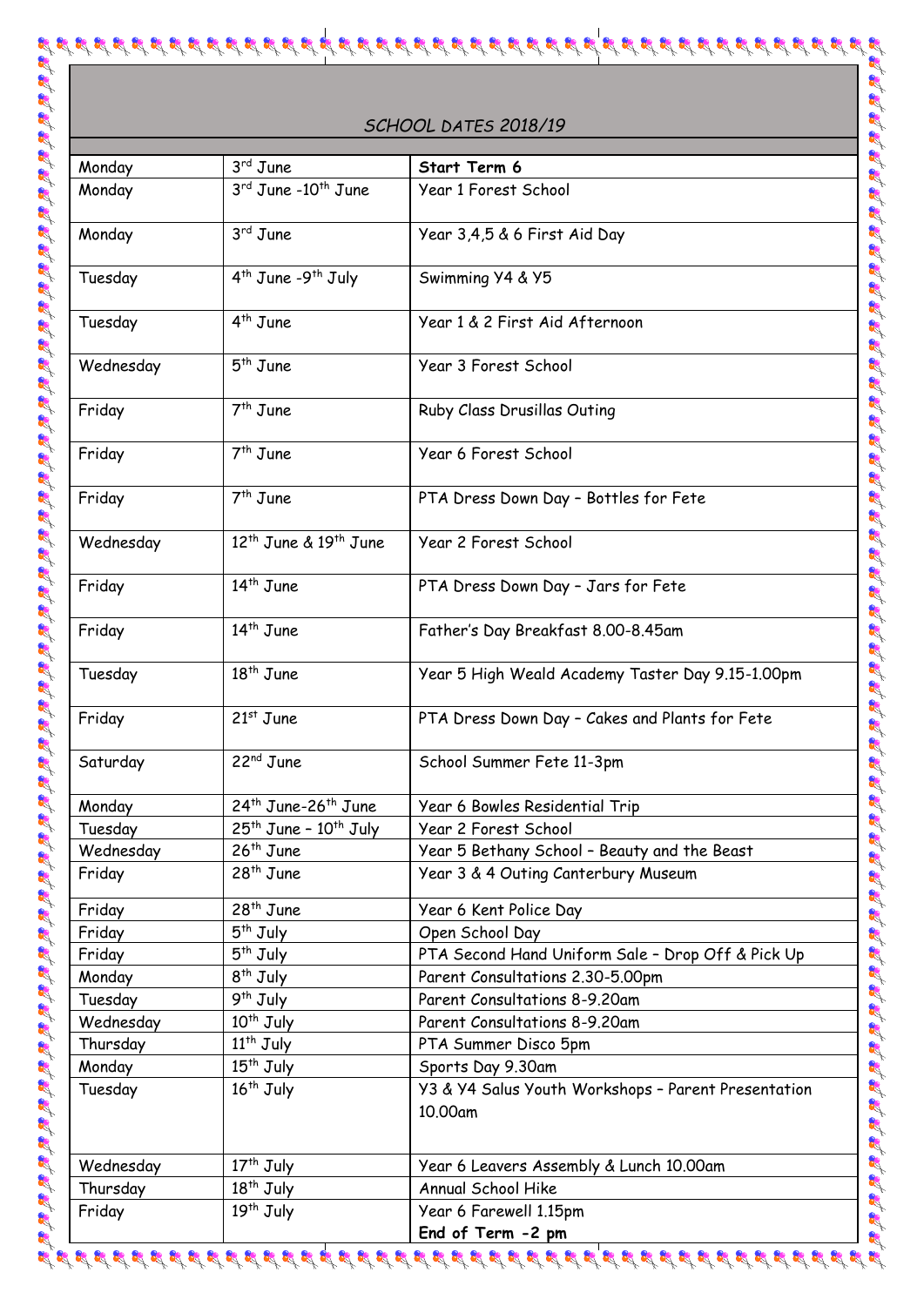*SCHOOL DATES 2018/19*

| | | |
|---|---|---|
| Monday | 3rd June | **Start Term 6** |
| Monday | 3rd June -10th June | Year 1 Forest School |
| Monday | 3rd June | Year 3,4,5 & 6 First Aid Day |
| Tuesday | 4th June -9th July | Swimming Y4 & Y5 |
| Tuesday | 4th June | Year 1 & 2 First Aid Afternoon |
| Wednesday | 5th June | Year 3 Forest School |
| Friday | 7th June | Ruby Class Drusillas Outing |
| Friday | 7th June | Year 6 Forest School |
| Friday | 7th June | PTA Dress Down Day – Bottles for Fete |
| Wednesday | 12th June & 19th June | Year 2 Forest School |
| Friday | 14th June | PTA Dress Down Day – Jars for Fete |
| Friday | 14th June | Father's Day Breakfast 8.00-8.45am |
| Tuesday | 18th June | Year 5 High Weald Academy Taster Day 9.15-1.00pm |
| Friday | 21st June | PTA Dress Down Day – Cakes and Plants for Fete |
| Saturday | 22nd June | School Summer Fete 11-3pm |
| Monday | 24th June-26th June | Year 6 Bowles Residential Trip |
| Tuesday | 25th June – 10th July | Year 2 Forest School |
| Wednesday | 26th June | Year 5 Bethany School – Beauty and the Beast |
| Friday | 28th June | Year 3 & 4 Outing Canterbury Museum |
| Friday | 28th June | Year 6 Kent Police Day |
| Friday | 5th July | Open School Day |
| Friday | 5th July | PTA Second Hand Uniform Sale – Drop Off & Pick Up |
| Monday | 8th July | Parent Consultations 2.30-5.00pm |
| Tuesday | 9th July | Parent Consultations 8-9.20am |
| Wednesday | 10th July | Parent Consultations 8-9.20am |
| Thursday | 11th July | PTA Summer Disco 5pm |
| Monday | 15th July | Sports Day 9.30am |
| Tuesday | 16th July | Y3 & Y4 Salus Youth Workshops – Parent Presentation 10.00am |
| Wednesday | 17th July | Year 6 Leavers Assembly & Lunch 10.00am |
| Thursday | 18th July | Annual School Hike |
| Friday | 19th July | Year 6 Farewell 1.15pm<br>**End of Term -2 pm** |